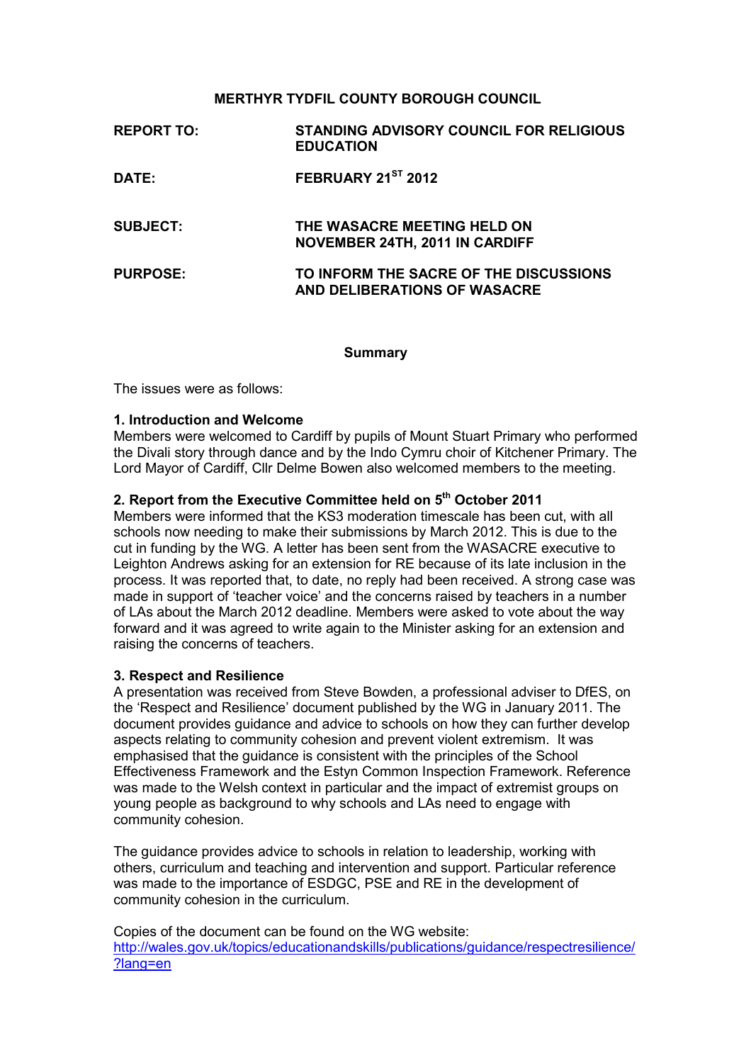**MERTHYR TYDFIL COUNTY BOROUGH COUNCIL**

| | |
|---|---|
| **REPORT TO:** | **STANDING ADVISORY COUNCIL FOR RELIGIOUS EDUCATION** |
| **DATE:** | **FEBRUARY 21ST 2012** |
| **SUBJECT:** | **THE WASACRE MEETING HELD ON NOVEMBER 24TH, 2011 IN CARDIFF** |
| **PURPOSE:** | **TO INFORM THE SACRE OF THE DISCUSSIONS AND DELIBERATIONS OF WASACRE** |

**Summary**

The issues were as follows:

**1. Introduction and Welcome**

Members were welcomed to Cardiff by pupils of Mount Stuart Primary who performed the Divali story through dance and by the Indo Cymru choir of Kitchener Primary. The Lord Mayor of Cardiff, Cllr Delme Bowen also welcomed members to the meeting.

**2. Report from the Executive Committee held on 5th October 2011**

Members were informed that the KS3 moderation timescale has been cut, with all schools now needing to make their submissions by March 2012. This is due to the cut in funding by the WG. A letter has been sent from the WASACRE executive to Leighton Andrews asking for an extension for RE because of its late inclusion in the process. It was reported that, to date, no reply had been received. A strong case was made in support of 'teacher voice' and the concerns raised by teachers in a number of LAs about the March 2012 deadline. Members were asked to vote about the way forward and it was agreed to write again to the Minister asking for an extension and raising the concerns of teachers.

**3. Respect and Resilience**

A presentation was received from Steve Bowden, a professional adviser to DfES, on the 'Respect and Resilience' document published by the WG in January 2011. The document provides guidance and advice to schools on how they can further develop aspects relating to community cohesion and prevent violent extremism. It was emphasised that the guidance is consistent with the principles of the School Effectiveness Framework and the Estyn Common Inspection Framework. Reference was made to the Welsh context in particular and the impact of extremist groups on young people as background to why schools and LAs need to engage with community cohesion.

The guidance provides advice to schools in relation to leadership, working with others, curriculum and teaching and intervention and support. Particular reference was made to the importance of ESDGC, PSE and RE in the development of community cohesion in the curriculum.

Copies of the document can be found on the WG website:
http://wales.gov.uk/topics/educationandskills/publications/guidance/respectresilience/?lang=en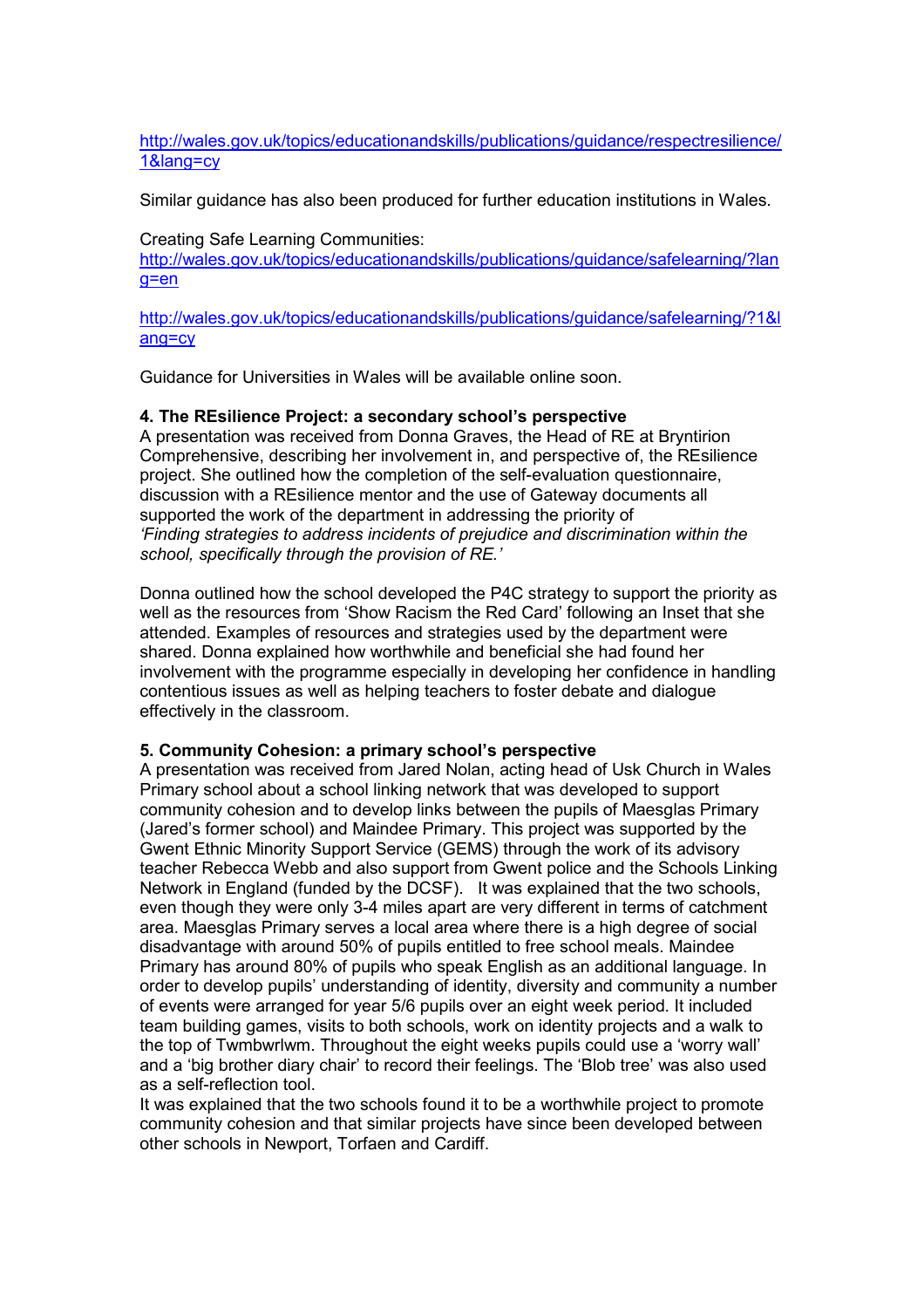http://wales.gov.uk/topics/educationandskills/publications/guidance/respectresilience/1&lang=cy

Similar guidance has also been produced for further education institutions in Wales.

Creating Safe Learning Communities:
http://wales.gov.uk/topics/educationandskills/publications/guidance/safelearning/?lang=en

http://wales.gov.uk/topics/educationandskills/publications/guidance/safelearning/?1&lang=cy

Guidance for Universities in Wales will be available online soon.

**4. The REsilience Project: a secondary school's perspective**

A presentation was received from Donna Graves, the Head of RE at Bryntirion Comprehensive, describing her involvement in, and perspective of, the REsilience project. She outlined how the completion of the self-evaluation questionnaire, discussion with a REsilience mentor and the use of Gateway documents all supported the work of the department in addressing the priority of *'Finding strategies to address incidents of prejudice and discrimination within the school, specifically through the provision of RE.'*

Donna outlined how the school developed the P4C strategy to support the priority as well as the resources from 'Show Racism the Red Card' following an Inset that she attended. Examples of resources and strategies used by the department were shared. Donna explained how worthwhile and beneficial she had found her involvement with the programme especially in developing her confidence in handling contentious issues as well as helping teachers to foster debate and dialogue effectively in the classroom.

**5. Community Cohesion: a primary school's perspective**

A presentation was received from Jared Nolan, acting head of Usk Church in Wales Primary school about a school linking network that was developed to support community cohesion and to develop links between the pupils of Maesglas Primary (Jared's former school) and Maindee Primary. This project was supported by the Gwent Ethnic Minority Support Service (GEMS) through the work of its advisory teacher Rebecca Webb and also support from Gwent police and the Schools Linking Network in England (funded by the DCSF). It was explained that the two schools, even though they were only 3-4 miles apart are very different in terms of catchment area. Maesglas Primary serves a local area where there is a high degree of social disadvantage with around 50% of pupils entitled to free school meals. Maindee Primary has around 80% of pupils who speak English as an additional language. In order to develop pupils' understanding of identity, diversity and community a number of events were arranged for year 5/6 pupils over an eight week period. It included team building games, visits to both schools, work on identity projects and a walk to the top of Twmbwrlwm. Throughout the eight weeks pupils could use a 'worry wall' and a 'big brother diary chair' to record their feelings. The 'Blob tree' was also used as a self-reflection tool.

It was explained that the two schools found it to be a worthwhile project to promote community cohesion and that similar projects have since been developed between other schools in Newport, Torfaen and Cardiff.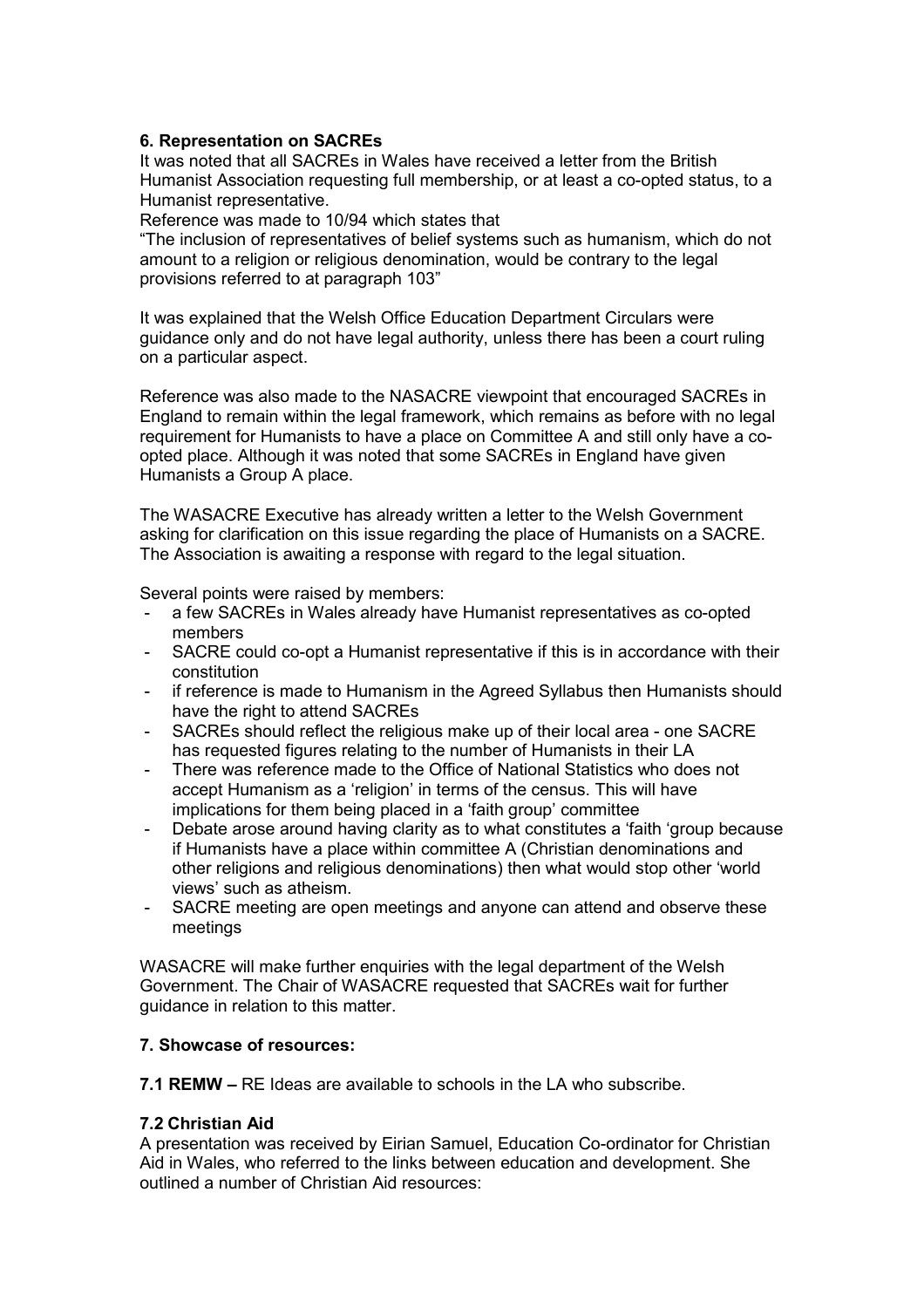### 6. Representation on SACREs

It was noted that all SACREs in Wales have received a letter from the British Humanist Association requesting full membership, or at least a co-opted status, to a Humanist representative.

Reference was made to 10/94 which states that

"The inclusion of representatives of belief systems such as humanism, which do not amount to a religion or religious denomination, would be contrary to the legal provisions referred to at paragraph 103"

It was explained that the Welsh Office Education Department Circulars were guidance only and do not have legal authority, unless there has been a court ruling on a particular aspect.

Reference was also made to the NASACRE viewpoint that encouraged SACREs in England to remain within the legal framework, which remains as before with no legal requirement for Humanists to have a place on Committee A and still only have a co-opted place. Although it was noted that some SACREs in England have given Humanists a Group A place.

The WASACRE Executive has already written a letter to the Welsh Government asking for clarification on this issue regarding the place of Humanists on a SACRE. The Association is awaiting a response with regard to the legal situation.

Several points were raised by members:

- a few SACREs in Wales already have Humanist representatives as co-opted members
- SACRE could co-opt a Humanist representative if this is in accordance with their constitution
- if reference is made to Humanism in the Agreed Syllabus then Humanists should have the right to attend SACREs
- SACREs should reflect the religious make up of their local area - one SACRE has requested figures relating to the number of Humanists in their LA
- There was reference made to the Office of National Statistics who does not accept Humanism as a 'religion' in terms of the census. This will have implications for them being placed in a 'faith group' committee
- Debate arose around having clarity as to what constitutes a 'faith 'group because if Humanists have a place within committee A (Christian denominations and other religions and religious denominations) then what would stop other 'world views' such as atheism.
- SACRE meeting are open meetings and anyone can attend and observe these meetings

WASACRE will make further enquiries with the legal department of the Welsh Government. The Chair of WASACRE requested that SACREs wait for further guidance in relation to this matter.

### 7. Showcase of resources:

**7.1 REMW –** RE Ideas are available to schools in the LA who subscribe.

#### 7.2 Christian Aid

A presentation was received by Eirian Samuel, Education Co-ordinator for Christian Aid in Wales, who referred to the links between education and development. She outlined a number of Christian Aid resources: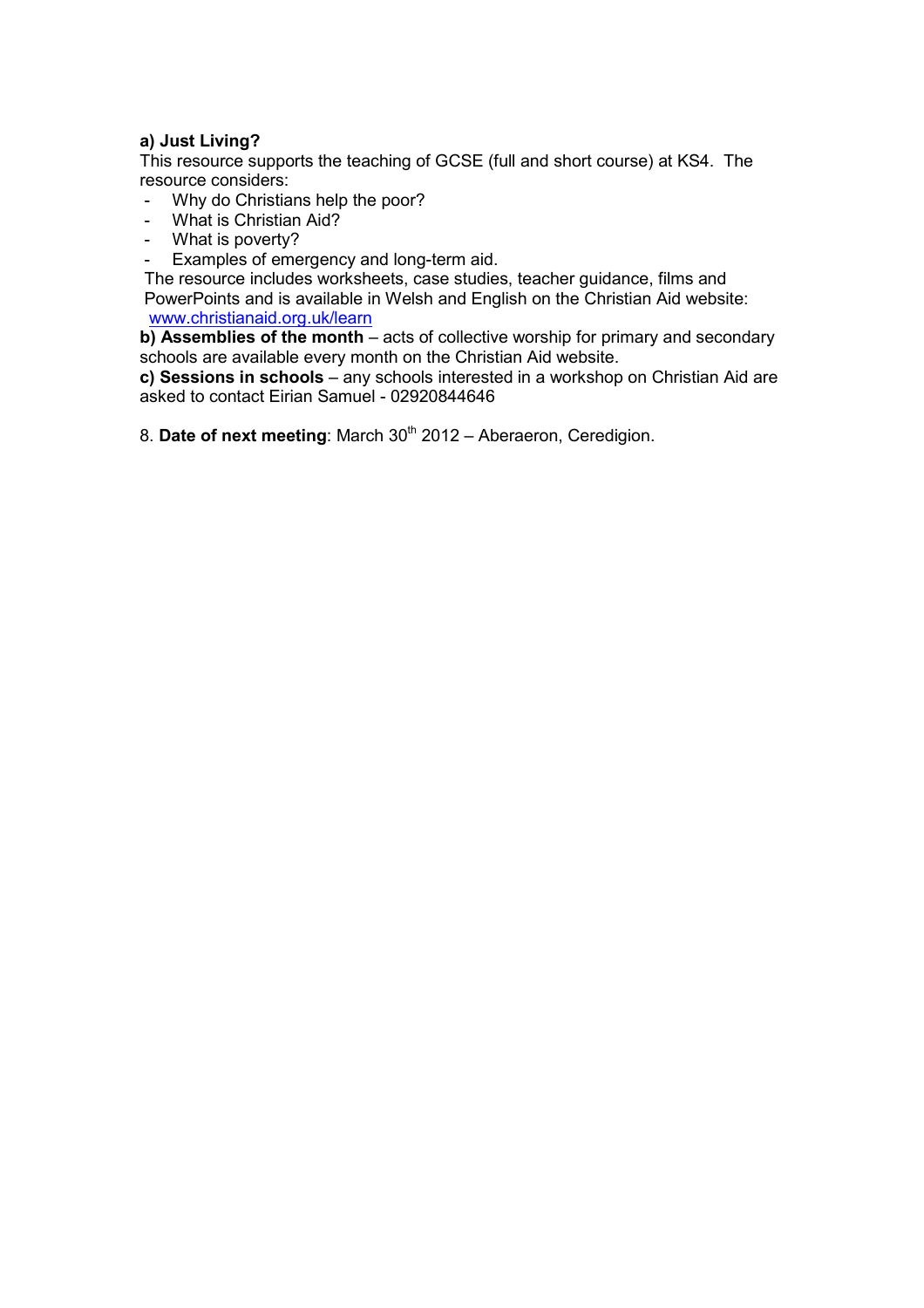**a) Just Living?**

This resource supports the teaching of GCSE (full and short course) at KS4. The resource considers:

- Why do Christians help the poor?
- What is Christian Aid?
- What is poverty?
- Examples of emergency and long-term aid.

The resource includes worksheets, case studies, teacher guidance, films and PowerPoints and is available in Welsh and English on the Christian Aid website: www.christianaid.org.uk/learn

**b) Assemblies of the month** – acts of collective worship for primary and secondary schools are available every month on the Christian Aid website.

**c) Sessions in schools** – any schools interested in a workshop on Christian Aid are asked to contact Eirian Samuel - 02920844646

8. **Date of next meeting**: March 30th 2012 – Aberaeron, Ceredigion.